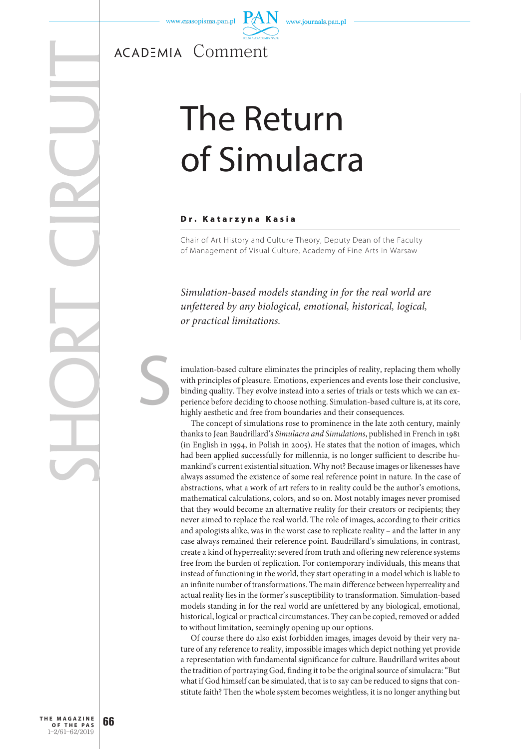ACADEMIA Comment

# The Return of Simulacra

**Dr. Katarzyna Kasia**

Chair of Art History and Culture Theory, Deputy Dean of the Faculty of Management of Visual Culture, Academy of Fine Arts in Warsaw

*Simulation-based models standing in for the real world are unfettered by any biological, emotional, historical, logical, or practical limitations.*

Simulation-based culture eliminates the principles of reality, replacing them wholly with principles of pleasure. Emotions, experiences and events lose their conclusive, binding quality. They evolve instead into a series of trials or tests which we can experience before deciding to choose nothing. Simulation-based culture is, at its core, highly aesthetic and free from boundaries and their consequences.

The concept of simulations rose to prominence in the late 20th century, mainly thanks to Jean Baudrillard's *Simulacra and Simulations*, published in French in 1981 (in English in 1994, in Polish in 2005). He states that the notion of images, which had been applied successfully for millennia, is no longer sufficient to describe humankind's current existential situation. Why not? Because images or likenesses have always assumed the existence of some real reference point in nature. In the case of abstractions, what a work of art refers to in reality could be the author's emotions, mathematical calculations, colors, and so on. Most notably images never promised that they would become an alternative reality for their creators or recipients; they never aimed to replace the real world. The role of images, according to their critics and apologists alike, was in the worst case to replicate reality – and the latter in any case always remained their reference point. Baudrillard's simulations, in contrast, create a kind of hyperreality: severed from truth and offering new reference systems free from the burden of replication. For contemporary individuals, this means that instead of functioning in the world, they start operating in a model which is liable to an infinite number of transformations. The main difference between hyperreality and actual reality lies in the former's susceptibility to transformation. Simulation-based models standing in for the real world are unfettered by any biological, emotional, historical, logical or practical circumstances. They can be copied, removed or added to without limitation, seemingly opening up our options.

Of course there do also exist forbidden images, images devoid by their very nature of any reference to reality, impossible images which depict nothing yet provide a representation with fundamental significance for culture. Baudrillard writes about the tradition of portraying God, finding it to be the original source of simulacra: "But what if God himself can be simulated, that is to say can be reduced to signs that constitute faith? Then the whole system becomes weightless, it is no longer anything but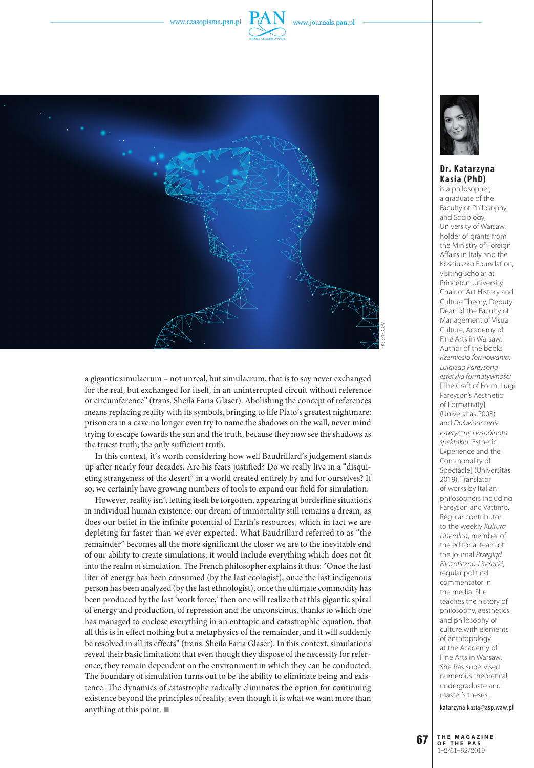a gigantic simulacrum – not unreal, but simulacrum, that is to say never exchanged for the real, but exchanged for itself, in an uninterrupted circuit without reference or circumference" (trans. Sheila Faria Glaser). Abolishing the concept of references means replacing reality with its symbols, bringing to life Plato's greatest nightmare: prisoners in a cave no longer even try to name the shadows on the wall, never mind trying to escape towards the sun and the truth, because they now see the shadows as the truest truth; the only sufficient truth.

In this context, it's worth considering how well Baudrillard's judgement stands up after nearly four decades. Are his fears justified? Do we really live in a "disquieting strangeness of the desert" in a world created entirely by and for ourselves? If so, we certainly have growing numbers of tools to expand our field for simulation.

However, reality isn't letting itself be forgotten, appearing at borderline situations in individual human existence: our dream of immortality still remains a dream, as does our belief in the infinite potential of Earth's resources, which in fact we are depleting far faster than we ever expected. What Baudrillard referred to as "the remainder" becomes all the more significant the closer we are to the inevitable end of our ability to create simulations; it would include everything which does not fit into the realm of simulation. The French philosopher explains it thus: "Once the last liter of energy has been consumed (by the last ecologist), once the last indigenous person has been analyzed (by the last ethnologist), once the ultimate commodity has been produced by the last 'work force,' then one will realize that this gigantic spiral of energy and production, of repression and the unconscious, thanks to which one has managed to enclose everything in an entropic and catastrophic equation, that all this is in effect nothing but a metaphysics of the remainder, and it will suddenly be resolved in all its effects" (trans. Sheila Faria Glaser). In this context, simulations reveal their basic limitation: that even though they dispose of the necessity for reference, they remain dependent on the environment in which they can be conducted. The boundary of simulation turns out to be the ability to eliminate being and existence. The dynamics of catastrophe radically eliminates the option for continuing existence beyond the principles of reality, even though it is what we want more than anything at this point. ■

**Dr. Katarzyna Kasia (PhD)** is a philosopher, a graduate of the Faculty of Philosophy and Sociology, University of Warsaw, holder of grants from the Ministry of Foreign Affairs in Italy and the Kościuszko Foundation, visiting scholar at Princeton University. Chair of Art History and Culture Theory, Deputy Dean of the Faculty of Management of Visual Culture, Academy of Fine Arts in Warsaw. Author of the books *Rzemiosło formowania: Luigiego Pareysona estetyka formatywności* [The Craft of Form: Luigi Pareyson's Aesthetic of Formativity] (Universitas 2008) and *Doświadczenie estetyczne i wspólnota spektaklu* [Esthetic Experience and the Commonality of Spectacle] (Universitas 2019). Translator of works by Italian philosophers including Pareyson and Vattimo. Regular contributor to the weekly *Kultura Liberalna*, member of the editorial team of the journal *Przegląd Filozoficzno-Literacki*, regular political commentator in the media. She teaches the history of philosophy, aesthetics and philosophy of culture with elements of anthropology at the Academy of Fine Arts in Warsaw. She has supervised numerous theoretical undergraduate and master's theses.

katarzyna.kasia@asp.waw.pl